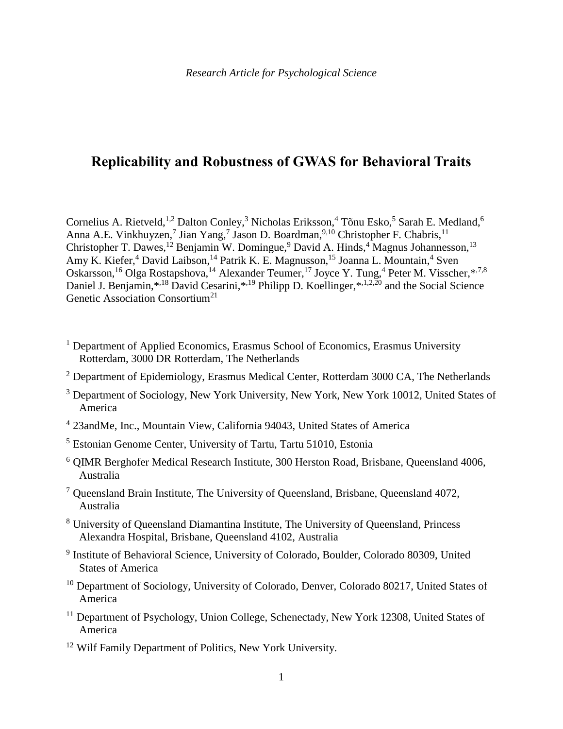*Research Article for Psychological Science*

# Replicability and Robustness of GWAS for Behavioral Traits

Cornelius A. Rietveld,[1,2] Dalton Conley,[3] Nicholas Eriksson,[4] Tõnu Esko,[5] Sarah E. Medland,[6] Anna A.E. Vinkhuyzen,[7] Jian Yang,[7] Jason D. Boardman,[9,10] Christopher F. Chabris,[11] Christopher T. Dawes,[12] Benjamin W. Domingue,[9] David A. Hinds,[4] Magnus Johannesson,[13] Amy K. Kiefer,[4] David Laibson,[14] Patrik K. E. Magnusson,[15] Joanna L. Mountain,[4] Sven Oskarsson,[16] Olga Rostapshova,[14] Alexander Teumer,[17] Joyce Y. Tung,[4] Peter M. Visscher,*[7,8] Daniel J. Benjamin,*[18] David Cesarini,*[19] Philipp D. Koellinger,*[1,2,20] and the Social Science Genetic Association Consortium[21]

[1] Department of Applied Economics, Erasmus School of Economics, Erasmus University Rotterdam, 3000 DR Rotterdam, The Netherlands

[2] Department of Epidemiology, Erasmus Medical Center, Rotterdam 3000 CA, The Netherlands

[3] Department of Sociology, New York University, New York, New York 10012, United States of America

[4] 23andMe, Inc., Mountain View, California 94043, United States of America

[5] Estonian Genome Center, University of Tartu, Tartu 51010, Estonia

[6] QIMR Berghofer Medical Research Institute, 300 Herston Road, Brisbane, Queensland 4006, Australia

[7] Queensland Brain Institute, The University of Queensland, Brisbane, Queensland 4072, Australia

[8] University of Queensland Diamantina Institute, The University of Queensland, Princess Alexandra Hospital, Brisbane, Queensland 4102, Australia

[9] Institute of Behavioral Science, University of Colorado, Boulder, Colorado 80309, United States of America

[10] Department of Sociology, University of Colorado, Denver, Colorado 80217, United States of America

[11] Department of Psychology, Union College, Schenectady, New York 12308, United States of America

[12] Wilf Family Department of Politics, New York University.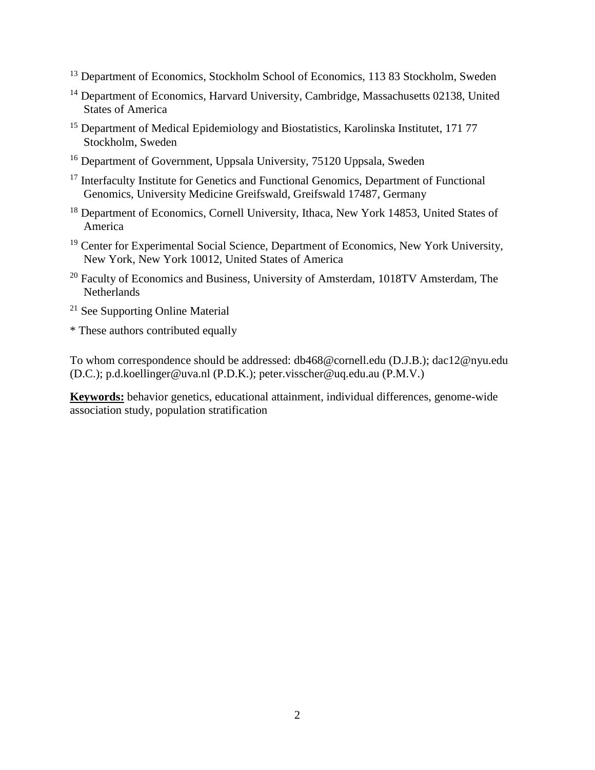[13] Department of Economics, Stockholm School of Economics, 113 83 Stockholm, Sweden

[14] Department of Economics, Harvard University, Cambridge, Massachusetts 02138, United States of America

[15] Department of Medical Epidemiology and Biostatistics, Karolinska Institutet, 171 77 Stockholm, Sweden

[16] Department of Government, Uppsala University, 75120 Uppsala, Sweden

[17] Interfaculty Institute for Genetics and Functional Genomics, Department of Functional Genomics, University Medicine Greifswald, Greifswald 17487, Germany

[18] Department of Economics, Cornell University, Ithaca, New York 14853, United States of America

[19] Center for Experimental Social Science, Department of Economics, New York University, New York, New York 10012, United States of America

[20] Faculty of Economics and Business, University of Amsterdam, 1018TV Amsterdam, The Netherlands

[21] See Supporting Online Material

* These authors contributed equally

To whom correspondence should be addressed: db468@cornell.edu (D.J.B.); dac12@nyu.edu (D.C.); p.d.koellinger@uva.nl (P.D.K.); peter.visscher@uq.edu.au (P.M.V.)

**Keywords:** behavior genetics, educational attainment, individual differences, genome-wide association study, population stratification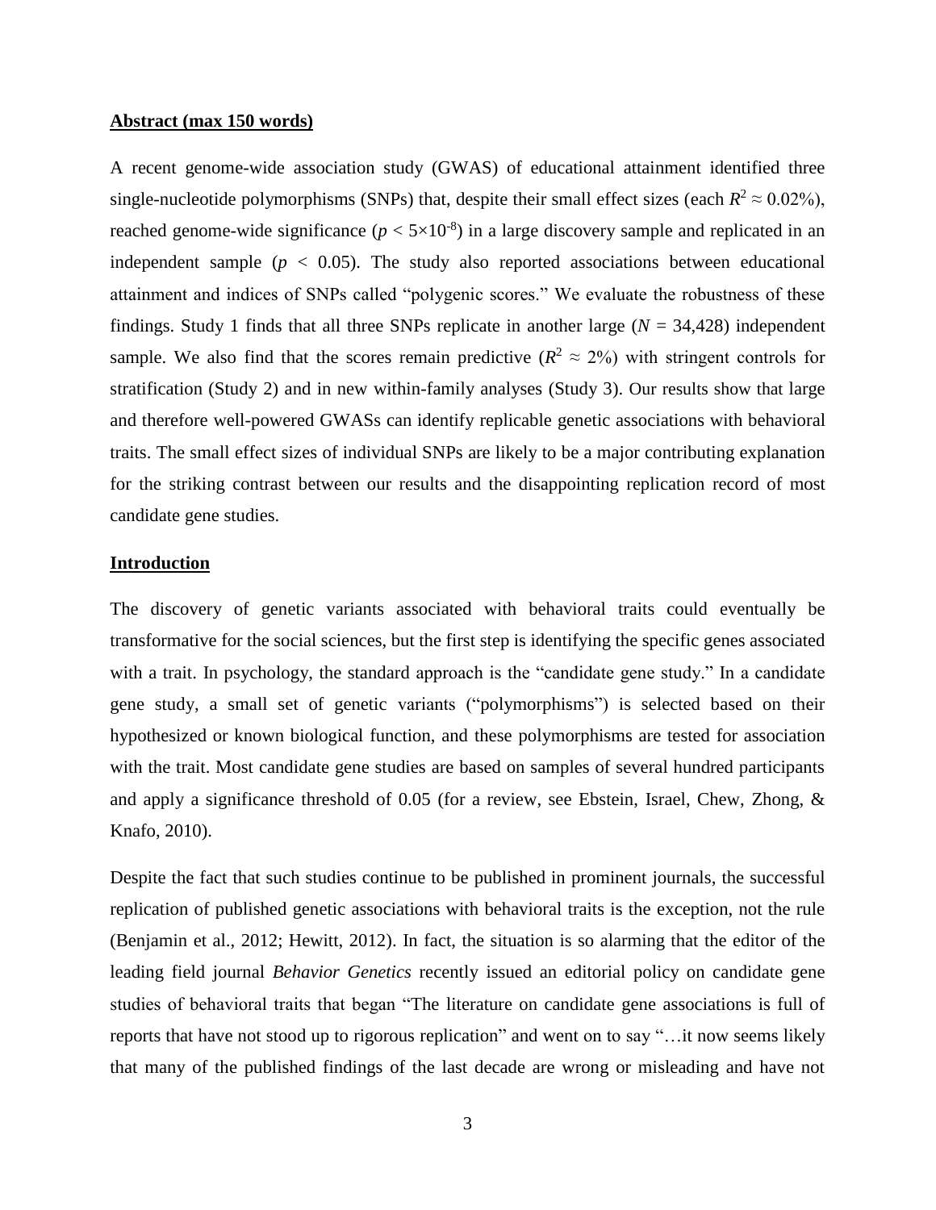**Abstract (max 150 words)**

A recent genome-wide association study (GWAS) of educational attainment identified three single-nucleotide polymorphisms (SNPs) that, despite their small effect sizes (each $R^2 \approx 0.02\%$), reached genome-wide significance ($p < 5\times10^{-8}$) in a large discovery sample and replicated in an independent sample ($p < 0.05$). The study also reported associations between educational attainment and indices of SNPs called "polygenic scores." We evaluate the robustness of these findings. Study 1 finds that all three SNPs replicate in another large ($N$ = 34,428) independent sample. We also find that the scores remain predictive ($R^2 \approx 2\%$) with stringent controls for stratification (Study 2) and in new within-family analyses (Study 3). Our results show that large and therefore well-powered GWASs can identify replicable genetic associations with behavioral traits. The small effect sizes of individual SNPs are likely to be a major contributing explanation for the striking contrast between our results and the disappointing replication record of most candidate gene studies.

**Introduction**

The discovery of genetic variants associated with behavioral traits could eventually be transformative for the social sciences, but the first step is identifying the specific genes associated with a trait. In psychology, the standard approach is the "candidate gene study." In a candidate gene study, a small set of genetic variants ("polymorphisms") is selected based on their hypothesized or known biological function, and these polymorphisms are tested for association with the trait. Most candidate gene studies are based on samples of several hundred participants and apply a significance threshold of 0.05 (for a review, see Ebstein, Israel, Chew, Zhong, & Knafo, 2010).

Despite the fact that such studies continue to be published in prominent journals, the successful replication of published genetic associations with behavioral traits is the exception, not the rule (Benjamin et al., 2012; Hewitt, 2012). In fact, the situation is so alarming that the editor of the leading field journal *Behavior Genetics* recently issued an editorial policy on candidate gene studies of behavioral traits that began "The literature on candidate gene associations is full of reports that have not stood up to rigorous replication" and went on to say "…it now seems likely that many of the published findings of the last decade are wrong or misleading and have not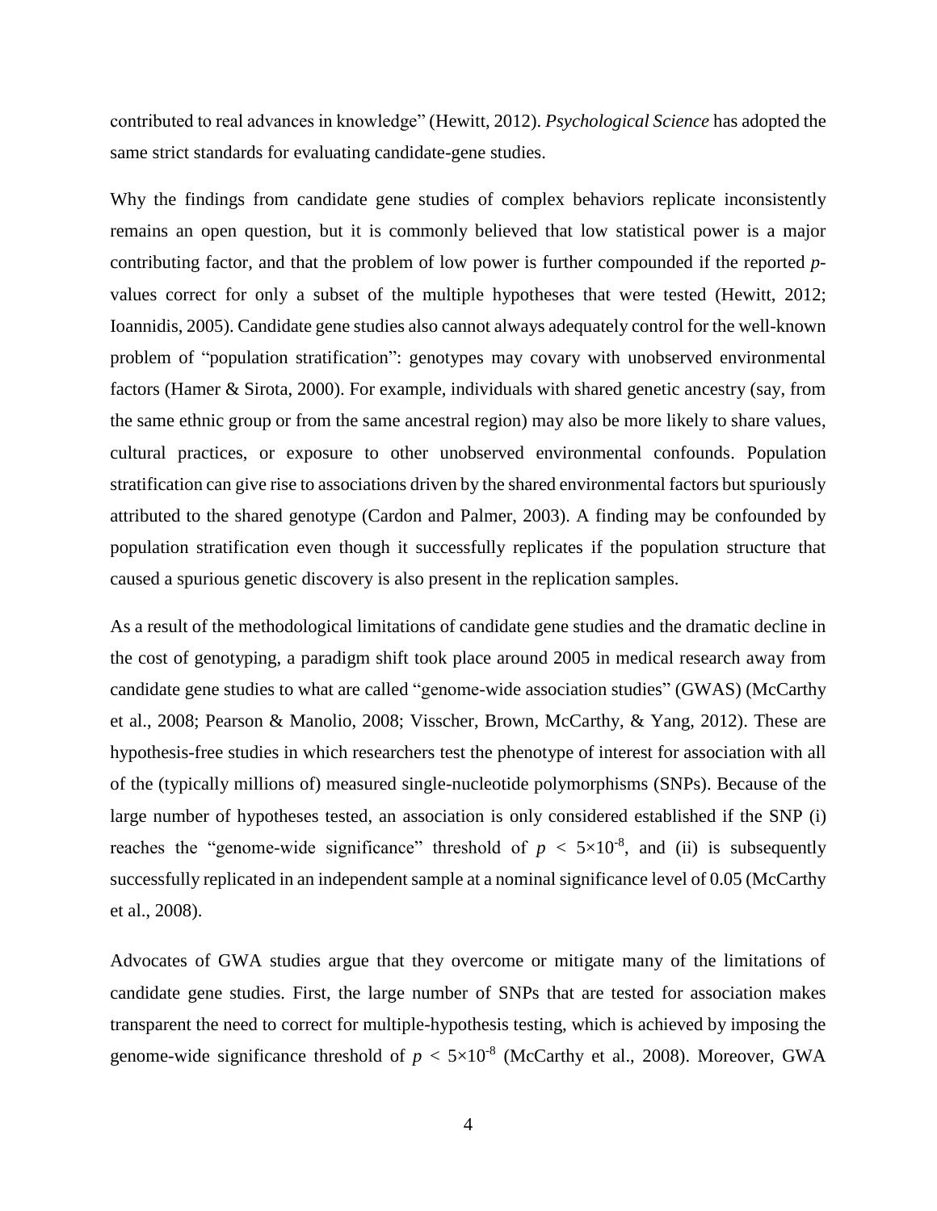contributed to real advances in knowledge" (Hewitt, 2012). *Psychological Science* has adopted the same strict standards for evaluating candidate-gene studies.

Why the findings from candidate gene studies of complex behaviors replicate inconsistently remains an open question, but it is commonly believed that low statistical power is a major contributing factor, and that the problem of low power is further compounded if the reported *p*-values correct for only a subset of the multiple hypotheses that were tested (Hewitt, 2012; Ioannidis, 2005). Candidate gene studies also cannot always adequately control for the well-known problem of "population stratification": genotypes may covary with unobserved environmental factors (Hamer & Sirota, 2000). For example, individuals with shared genetic ancestry (say, from the same ethnic group or from the same ancestral region) may also be more likely to share values, cultural practices, or exposure to other unobserved environmental confounds. Population stratification can give rise to associations driven by the shared environmental factors but spuriously attributed to the shared genotype (Cardon and Palmer, 2003). A finding may be confounded by population stratification even though it successfully replicates if the population structure that caused a spurious genetic discovery is also present in the replication samples.

As a result of the methodological limitations of candidate gene studies and the dramatic decline in the cost of genotyping, a paradigm shift took place around 2005 in medical research away from candidate gene studies to what are called "genome-wide association studies" (GWAS) (McCarthy et al., 2008; Pearson & Manolio, 2008; Visscher, Brown, McCarthy, & Yang, 2012). These are hypothesis-free studies in which researchers test the phenotype of interest for association with all of the (typically millions of) measured single-nucleotide polymorphisms (SNPs). Because of the large number of hypotheses tested, an association is only considered established if the SNP (i) reaches the "genome-wide significance" threshold of $p < 5\times10^{-8}$, and (ii) is subsequently successfully replicated in an independent sample at a nominal significance level of 0.05 (McCarthy et al., 2008).

Advocates of GWA studies argue that they overcome or mitigate many of the limitations of candidate gene studies. First, the large number of SNPs that are tested for association makes transparent the need to correct for multiple-hypothesis testing, which is achieved by imposing the genome-wide significance threshold of $p < 5\times10^{-8}$ (McCarthy et al., 2008). Moreover, GWA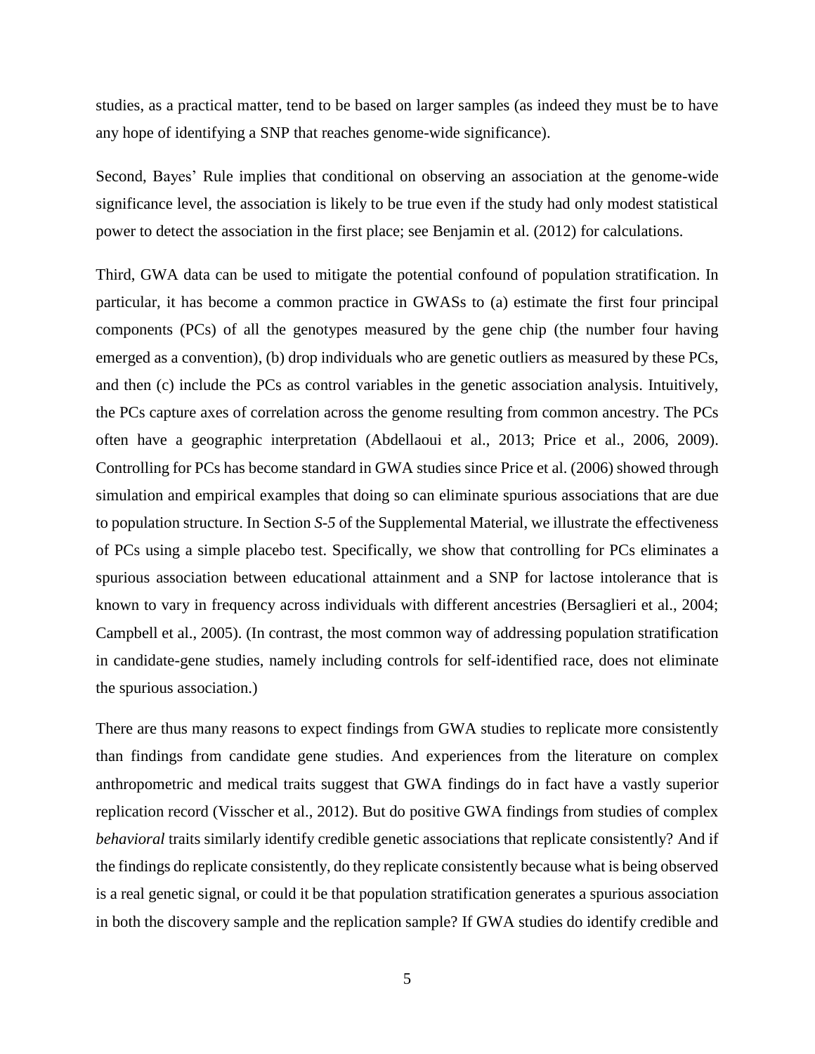studies, as a practical matter, tend to be based on larger samples (as indeed they must be to have any hope of identifying a SNP that reaches genome-wide significance).

Second, Bayes' Rule implies that conditional on observing an association at the genome-wide significance level, the association is likely to be true even if the study had only modest statistical power to detect the association in the first place; see Benjamin et al. (2012) for calculations.

Third, GWA data can be used to mitigate the potential confound of population stratification. In particular, it has become a common practice in GWASs to (a) estimate the first four principal components (PCs) of all the genotypes measured by the gene chip (the number four having emerged as a convention), (b) drop individuals who are genetic outliers as measured by these PCs, and then (c) include the PCs as control variables in the genetic association analysis. Intuitively, the PCs capture axes of correlation across the genome resulting from common ancestry. The PCs often have a geographic interpretation (Abdellaoui et al., 2013; Price et al., 2006, 2009). Controlling for PCs has become standard in GWA studies since Price et al. (2006) showed through simulation and empirical examples that doing so can eliminate spurious associations that are due to population structure. In Section *S-5* of the Supplemental Material, we illustrate the effectiveness of PCs using a simple placebo test. Specifically, we show that controlling for PCs eliminates a spurious association between educational attainment and a SNP for lactose intolerance that is known to vary in frequency across individuals with different ancestries (Bersaglieri et al., 2004; Campbell et al., 2005). (In contrast, the most common way of addressing population stratification in candidate-gene studies, namely including controls for self-identified race, does not eliminate the spurious association.)

There are thus many reasons to expect findings from GWA studies to replicate more consistently than findings from candidate gene studies. And experiences from the literature on complex anthropometric and medical traits suggest that GWA findings do in fact have a vastly superior replication record (Visscher et al., 2012). But do positive GWA findings from studies of complex *behavioral* traits similarly identify credible genetic associations that replicate consistently? And if the findings do replicate consistently, do they replicate consistently because what is being observed is a real genetic signal, or could it be that population stratification generates a spurious association in both the discovery sample and the replication sample? If GWA studies do identify credible and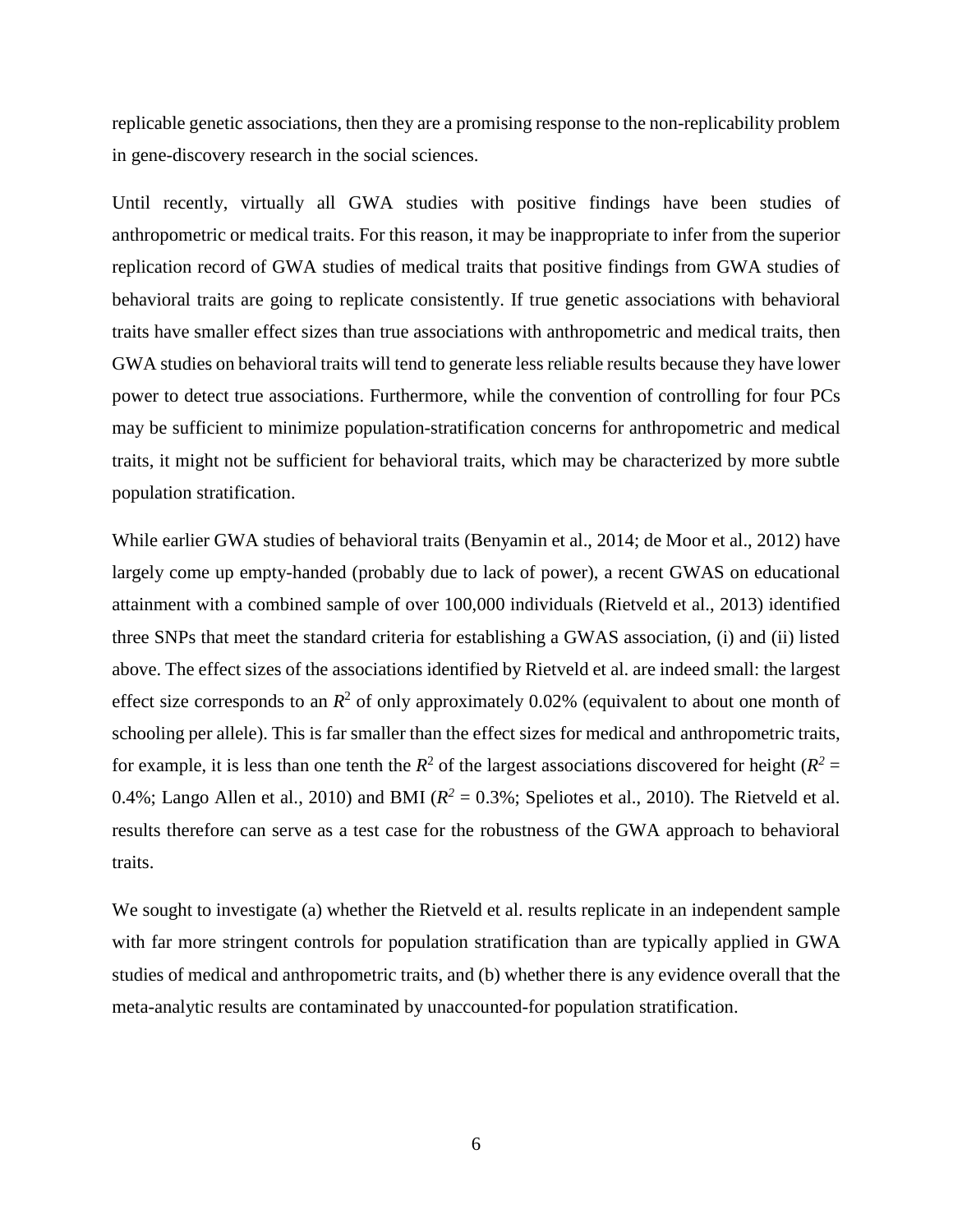replicable genetic associations, then they are a promising response to the non-replicability problem in gene-discovery research in the social sciences.

Until recently, virtually all GWA studies with positive findings have been studies of anthropometric or medical traits. For this reason, it may be inappropriate to infer from the superior replication record of GWA studies of medical traits that positive findings from GWA studies of behavioral traits are going to replicate consistently. If true genetic associations with behavioral traits have smaller effect sizes than true associations with anthropometric and medical traits, then GWA studies on behavioral traits will tend to generate less reliable results because they have lower power to detect true associations. Furthermore, while the convention of controlling for four PCs may be sufficient to minimize population-stratification concerns for anthropometric and medical traits, it might not be sufficient for behavioral traits, which may be characterized by more subtle population stratification.

While earlier GWA studies of behavioral traits (Benyamin et al., 2014; de Moor et al., 2012) have largely come up empty-handed (probably due to lack of power), a recent GWAS on educational attainment with a combined sample of over 100,000 individuals (Rietveld et al., 2013) identified three SNPs that meet the standard criteria for establishing a GWAS association, (i) and (ii) listed above. The effect sizes of the associations identified by Rietveld et al. are indeed small: the largest effect size corresponds to an $R^2$ of only approximately 0.02% (equivalent to about one month of schooling per allele). This is far smaller than the effect sizes for medical and anthropometric traits, for example, it is less than one tenth the $R^2$ of the largest associations discovered for height ($R^2$ = 0.4%; Lango Allen et al., 2010) and BMI ($R^2$ = 0.3%; Speliotes et al., 2010). The Rietveld et al. results therefore can serve as a test case for the robustness of the GWA approach to behavioral traits.

We sought to investigate (a) whether the Rietveld et al. results replicate in an independent sample with far more stringent controls for population stratification than are typically applied in GWA studies of medical and anthropometric traits, and (b) whether there is any evidence overall that the meta-analytic results are contaminated by unaccounted-for population stratification.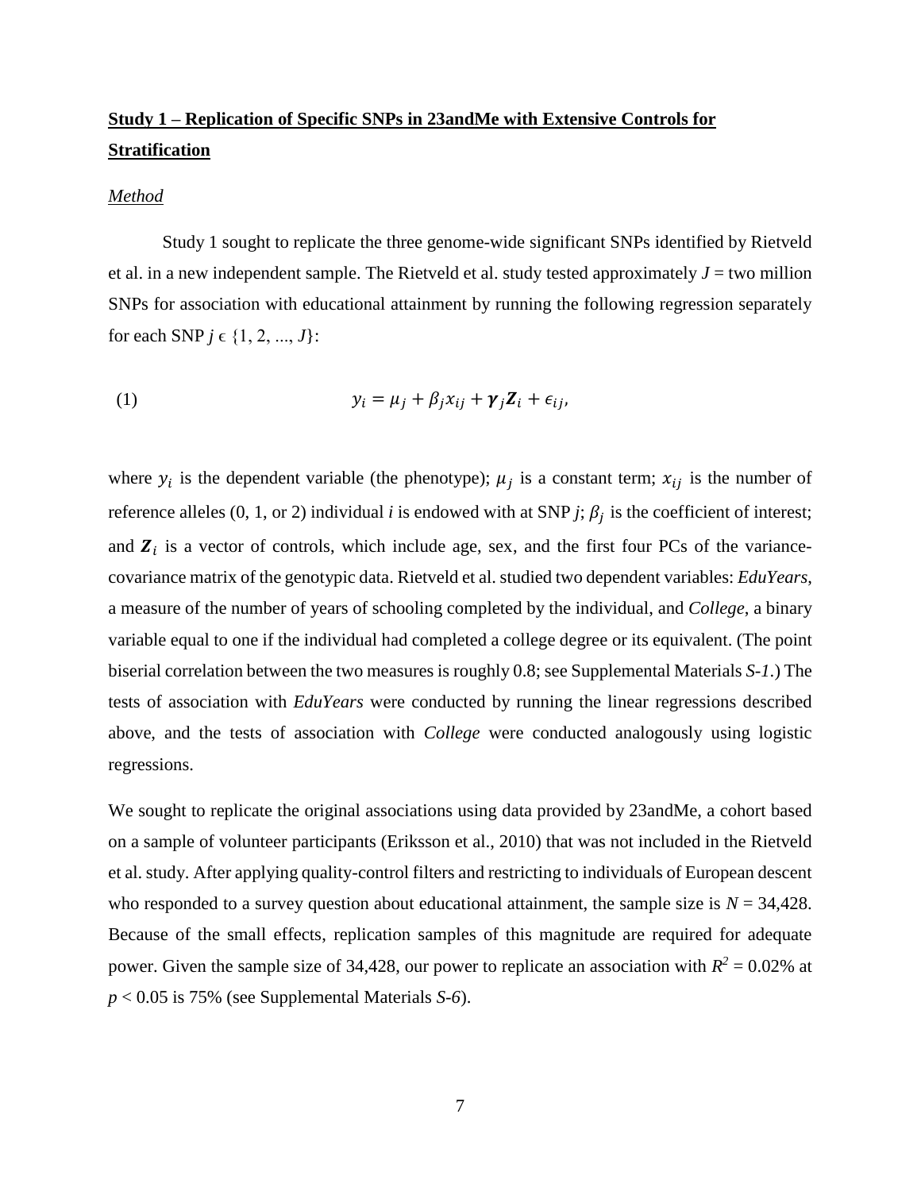## **Study 1 – Replication of Specific SNPs in 23andMe with Extensive Controls for Stratification**

### *Method*

Study 1 sought to replicate the three genome-wide significant SNPs identified by Rietveld et al. in a new independent sample. The Rietveld et al. study tested approximately $J$ = two million SNPs for association with educational attainment by running the following regression separately for each SNP $j \in \{1, 2, ..., J\}$:

$$y_i = \mu_j + \beta_j x_{ij} + \boldsymbol{\gamma}_j \boldsymbol{Z}_i + \epsilon_{ij}, \tag{1}$$

where $y_i$ is the dependent variable (the phenotype); $\mu_j$ is a constant term; $x_{ij}$ is the number of reference alleles (0, 1, or 2) individual $i$ is endowed with at SNP $j$; $\beta_j$ is the coefficient of interest; and $\boldsymbol{Z}_i$ is a vector of controls, which include age, sex, and the first four PCs of the variance-covariance matrix of the genotypic data. Rietveld et al. studied two dependent variables: *EduYears*, a measure of the number of years of schooling completed by the individual, and *College*, a binary variable equal to one if the individual had completed a college degree or its equivalent. (The point biserial correlation between the two measures is roughly 0.8; see Supplemental Materials *S-1*.) The tests of association with *EduYears* were conducted by running the linear regressions described above, and the tests of association with *College* were conducted analogously using logistic regressions.

We sought to replicate the original associations using data provided by 23andMe, a cohort based on a sample of volunteer participants (Eriksson et al., 2010) that was not included in the Rietveld et al. study. After applying quality-control filters and restricting to individuals of European descent who responded to a survey question about educational attainment, the sample size is $N$ = 34,428. Because of the small effects, replication samples of this magnitude are required for adequate power. Given the sample size of 34,428, our power to replicate an association with $R^2$ = 0.02% at $p < 0.05$ is 75% (see Supplemental Materials *S-6*).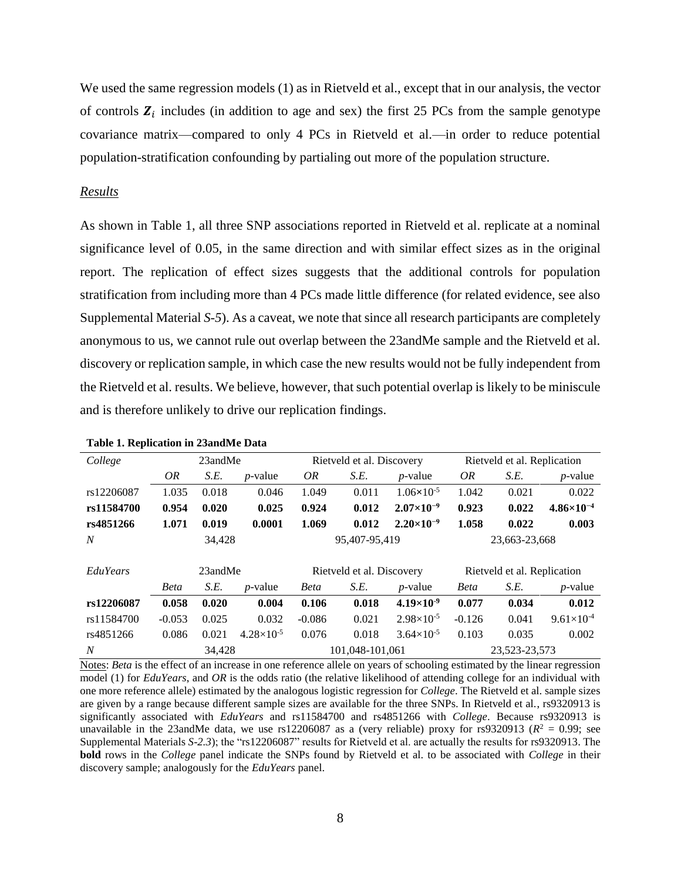We used the same regression models (1) as in Rietveld et al., except that in our analysis, the vector of controls $\boldsymbol{Z}_i$ includes (in addition to age and sex) the first 25 PCs from the sample genotype covariance matrix—compared to only 4 PCs in Rietveld et al.—in order to reduce potential population-stratification confounding by partialing out more of the population structure.

*Results*

As shown in Table 1, all three SNP associations reported in Rietveld et al. replicate at a nominal significance level of 0.05, in the same direction and with similar effect sizes as in the original report. The replication of effect sizes suggests that the additional controls for population stratification from including more than 4 PCs made little difference (for related evidence, see also Supplemental Material *S-5*). As a caveat, we note that since all research participants are completely anonymous to us, we cannot rule out overlap between the 23andMe sample and the Rietveld et al. discovery or replication sample, in which case the new results would not be fully independent from the Rietveld et al. results. We believe, however, that such potential overlap is likely to be miniscule and is therefore unlikely to drive our replication findings.

**Table 1. Replication in 23andMe Data**

| *College* | 23andMe | | | Rietveld et al. Discovery | | | Rietveld et al. Replication | | |
|---|---|---|---|---|---|---|---|---|---|
| | *OR* | *S.E.* | *p*-value | *OR* | *S.E.* | *p*-value | *OR* | *S.E.* | *p*-value |
| rs12206087 | 1.035 | 0.018 | 0.046 | 1.049 | 0.011 | $1.06\times10^{-5}$ | 1.042 | 0.021 | 0.022 |
| **rs11584700** | **0.954** | **0.020** | **0.025** | **0.924** | **0.012** | $\mathbf{2.07\times10^{-9}}$ | **0.923** | **0.022** | $\mathbf{4.86\times10^{-4}}$ |
| **rs4851266** | **1.071** | **0.019** | **0.0001** | **1.069** | **0.012** | $\mathbf{2.20\times10^{-9}}$ | **1.058** | **0.022** | **0.003** |
| *N* | 34,428 | | | 95,407-95,419 | | | 23,663-23,668 | | |
| | | | | | | | | | |
| *EduYears* | 23andMe | | | Rietveld et al. Discovery | | | Rietveld et al. Replication | | |
| | *Beta* | *S.E.* | *p*-value | *Beta* | *S.E.* | *p*-value | *Beta* | *S.E.* | *p*-value |
| **rs12206087** | **0.058** | **0.020** | **0.004** | **0.106** | **0.018** | $\mathbf{4.19\times10^{-9}}$ | **0.077** | **0.034** | **0.012** |
| rs11584700 | -0.053 | 0.025 | 0.032 | -0.086 | 0.021 | $2.98\times10^{-5}$ | -0.126 | 0.041 | $9.61\times10^{-4}$ |
| rs4851266 | 0.086 | 0.021 | $4.28\times10^{-5}$ | 0.076 | 0.018 | $3.64\times10^{-5}$ | 0.103 | 0.035 | 0.002 |
| *N* | 34,428 | | | 101,048-101,061 | | | 23,523-23,573 | | |

Notes: *Beta* is the effect of an increase in one reference allele on years of schooling estimated by the linear regression model (1) for *EduYears*, and *OR* is the odds ratio (the relative likelihood of attending college for an individual with one more reference allele) estimated by the analogous logistic regression for *College*. The Rietveld et al. sample sizes are given by a range because different sample sizes are available for the three SNPs. In Rietveld et al., rs9320913 is significantly associated with *EduYears* and rs11584700 and rs4851266 with *College*. Because rs9320913 is unavailable in the 23andMe data, we use rs12206087 as a (very reliable) proxy for rs9320913 ($R^2$ = 0.99; see Supplemental Materials *S-2.3*); the "rs12206087" results for Rietveld et al. are actually the results for rs9320913. The **bold** rows in the *College* panel indicate the SNPs found by Rietveld et al. to be associated with *College* in their discovery sample; analogously for the *EduYears* panel.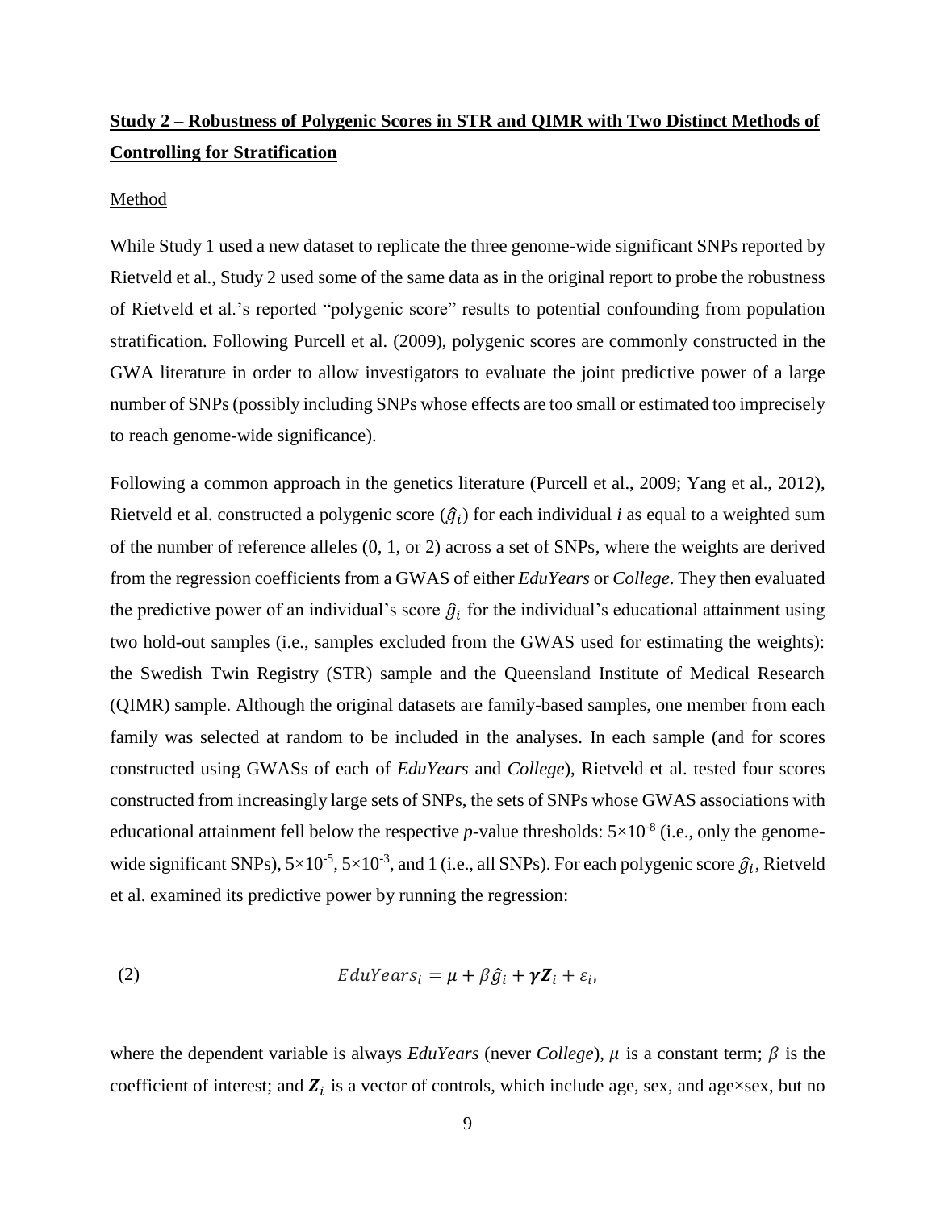## **Study 2 – Robustness of Polygenic Scores in STR and QIMR with Two Distinct Methods of Controlling for Stratification**

Method

While Study 1 used a new dataset to replicate the three genome-wide significant SNPs reported by Rietveld et al., Study 2 used some of the same data as in the original report to probe the robustness of Rietveld et al.'s reported "polygenic score" results to potential confounding from population stratification. Following Purcell et al. (2009), polygenic scores are commonly constructed in the GWA literature in order to allow investigators to evaluate the joint predictive power of a large number of SNPs (possibly including SNPs whose effects are too small or estimated too imprecisely to reach genome-wide significance).

Following a common approach in the genetics literature (Purcell et al., 2009; Yang et al., 2012), Rietveld et al. constructed a polygenic score ($\hat{g}_i$) for each individual *i* as equal to a weighted sum of the number of reference alleles (0, 1, or 2) across a set of SNPs, where the weights are derived from the regression coefficients from a GWAS of either *EduYears* or *College*. They then evaluated the predictive power of an individual's score $\hat{g}_i$ for the individual's educational attainment using two hold-out samples (i.e., samples excluded from the GWAS used for estimating the weights): the Swedish Twin Registry (STR) sample and the Queensland Institute of Medical Research (QIMR) sample. Although the original datasets are family-based samples, one member from each family was selected at random to be included in the analyses. In each sample (and for scores constructed using GWASs of each of *EduYears* and *College*), Rietveld et al. tested four scores constructed from increasingly large sets of SNPs, the sets of SNPs whose GWAS associations with educational attainment fell below the respective *p*-value thresholds: $5\times10^{-8}$ (i.e., only the genome-wide significant SNPs), $5\times10^{-5}$, $5\times10^{-3}$, and 1 (i.e., all SNPs). For each polygenic score $\hat{g}_i$, Rietveld et al. examined its predictive power by running the regression:

$$EduYears_i = \mu + \beta\hat{g}_i + \boldsymbol{\gamma}\boldsymbol{Z}_i + \varepsilon_i, \tag{2}$$

where the dependent variable is always *EduYears* (never *College*), $\mu$ is a constant term; $\beta$ is the coefficient of interest; and $\boldsymbol{Z}_i$ is a vector of controls, which include age, sex, and age×sex, but no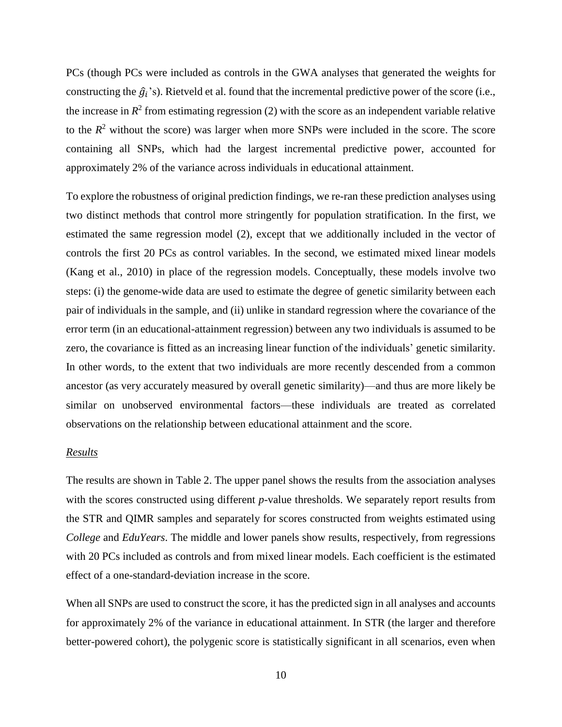PCs (though PCs were included as controls in the GWA analyses that generated the weights for constructing the $\hat{g}_i$'s). Rietveld et al. found that the incremental predictive power of the score (i.e., the increase in $R^2$ from estimating regression (2) with the score as an independent variable relative to the $R^2$ without the score) was larger when more SNPs were included in the score. The score containing all SNPs, which had the largest incremental predictive power, accounted for approximately 2% of the variance across individuals in educational attainment.

To explore the robustness of original prediction findings, we re-ran these prediction analyses using two distinct methods that control more stringently for population stratification. In the first, we estimated the same regression model (2), except that we additionally included in the vector of controls the first 20 PCs as control variables. In the second, we estimated mixed linear models (Kang et al., 2010) in place of the regression models. Conceptually, these models involve two steps: (i) the genome-wide data are used to estimate the degree of genetic similarity between each pair of individuals in the sample, and (ii) unlike in standard regression where the covariance of the error term (in an educational-attainment regression) between any two individuals is assumed to be zero, the covariance is fitted as an increasing linear function of the individuals' genetic similarity. In other words, to the extent that two individuals are more recently descended from a common ancestor (as very accurately measured by overall genetic similarity)—and thus are more likely be similar on unobserved environmental factors—these individuals are treated as correlated observations on the relationship between educational attainment and the score.

*Results*

The results are shown in Table 2. The upper panel shows the results from the association analyses with the scores constructed using different *p*-value thresholds. We separately report results from the STR and QIMR samples and separately for scores constructed from weights estimated using *College* and *EduYears*. The middle and lower panels show results, respectively, from regressions with 20 PCs included as controls and from mixed linear models. Each coefficient is the estimated effect of a one-standard-deviation increase in the score.

When all SNPs are used to construct the score, it has the predicted sign in all analyses and accounts for approximately 2% of the variance in educational attainment. In STR (the larger and therefore better-powered cohort), the polygenic score is statistically significant in all scenarios, even when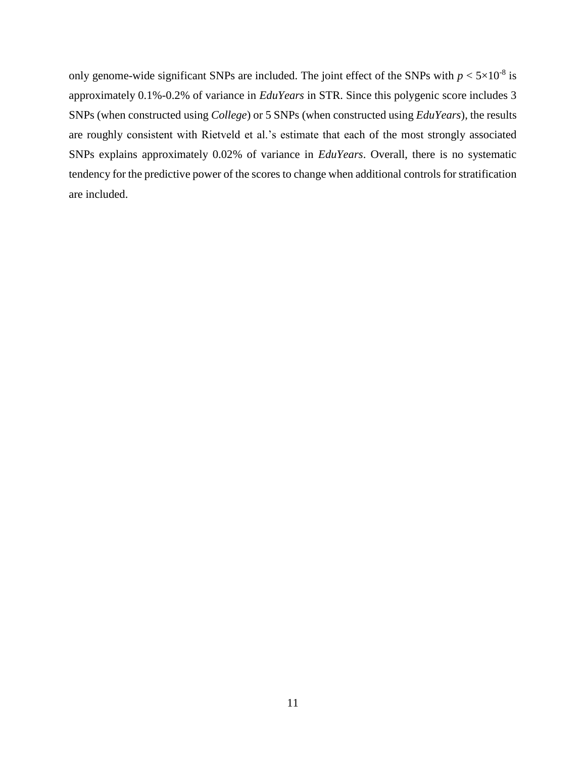only genome-wide significant SNPs are included. The joint effect of the SNPs with $p < 5\times10^{-8}$ is approximately 0.1%-0.2% of variance in *EduYears* in STR. Since this polygenic score includes 3 SNPs (when constructed using *College*) or 5 SNPs (when constructed using *EduYears*), the results are roughly consistent with Rietveld et al.'s estimate that each of the most strongly associated SNPs explains approximately 0.02% of variance in *EduYears*. Overall, there is no systematic tendency for the predictive power of the scores to change when additional controls for stratification are included.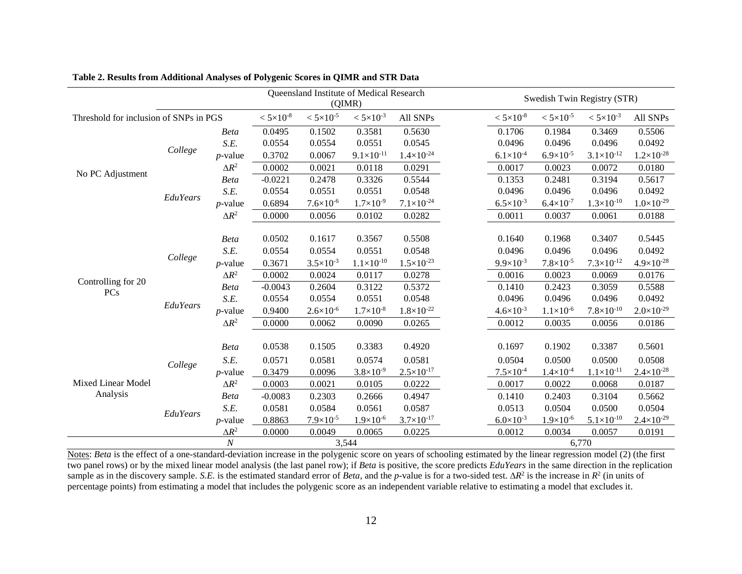**Table 2. Results from Additional Analyses of Polygenic Scores in QIMR and STR Data**

| | | | Queensland Institute of Medical Research (QIMR) | | | | Swedish Twin Registry (STR) | | | |
|---|---|---|---|---|---|---|---|---|---|---|
| Threshold for inclusion of SNPs in PGS | | | $< 5\times10^{-8}$ | $< 5\times10^{-5}$ | $< 5\times10^{-3}$ | All SNPs | $< 5\times10^{-8}$ | $< 5\times10^{-5}$ | $< 5\times10^{-3}$ | All SNPs |
| No PC Adjustment | *College* | *Beta* | 0.0495 | 0.1502 | 0.3581 | 0.5630 | 0.1706 | 0.1984 | 0.3469 | 0.5506 |
| | | *S.E.* | 0.0554 | 0.0554 | 0.0551 | 0.0545 | 0.0496 | 0.0496 | 0.0496 | 0.0492 |
| | | *p*-value | 0.3702 | 0.0067 | $9.1\times10^{-11}$ | $1.4\times10^{-24}$ | $6.1\times10^{-4}$ | $6.9\times10^{-5}$ | $3.1\times10^{-12}$ | $1.2\times10^{-28}$ |
| | | $\Delta R^2$ | 0.0002 | 0.0021 | 0.0118 | 0.0291 | 0.0017 | 0.0023 | 0.0072 | 0.0180 |
| | *EduYears* | *Beta* | -0.0221 | 0.2478 | 0.3326 | 0.5544 | 0.1353 | 0.2481 | 0.3194 | 0.5617 |
| | | *S.E.* | 0.0554 | 0.0551 | 0.0551 | 0.0548 | 0.0496 | 0.0496 | 0.0496 | 0.0492 |
| | | *p*-value | 0.6894 | $7.6\times10^{-6}$ | $1.7\times10^{-9}$ | $7.1\times10^{-24}$ | $6.5\times10^{-3}$ | $6.4\times10^{-7}$ | $1.3\times10^{-10}$ | $1.0\times10^{-29}$ |
| | | $\Delta R^2$ | 0.0000 | 0.0056 | 0.0102 | 0.0282 | 0.0011 | 0.0037 | 0.0061 | 0.0188 |
| Controlling for 20 PCs | *College* | *Beta* | 0.0502 | 0.1617 | 0.3567 | 0.5508 | 0.1640 | 0.1968 | 0.3407 | 0.5445 |
| | | *S.E.* | 0.0554 | 0.0554 | 0.0551 | 0.0548 | 0.0496 | 0.0496 | 0.0496 | 0.0492 |
| | | *p*-value | 0.3671 | $3.5\times10^{-3}$ | $1.1\times10^{-10}$ | $1.5\times10^{-23}$ | $9.9\times10^{-3}$ | $7.8\times10^{-5}$ | $7.3\times10^{-12}$ | $4.9\times10^{-28}$ |
| | | $\Delta R^2$ | 0.0002 | 0.0024 | 0.0117 | 0.0278 | 0.0016 | 0.0023 | 0.0069 | 0.0176 |
| | *EduYears* | *Beta* | -0.0043 | 0.2604 | 0.3122 | 0.5372 | 0.1410 | 0.2423 | 0.3059 | 0.5588 |
| | | *S.E.* | 0.0554 | 0.0554 | 0.0551 | 0.0548 | 0.0496 | 0.0496 | 0.0496 | 0.0492 |
| | | *p*-value | 0.9400 | $2.6\times10^{-6}$ | $1.7\times10^{-8}$ | $1.8\times10^{-22}$ | $4.6\times10^{-3}$ | $1.1\times10^{-6}$ | $7.8\times10^{-10}$ | $2.0\times10^{-29}$ |
| | | $\Delta R^2$ | 0.0000 | 0.0062 | 0.0090 | 0.0265 | 0.0012 | 0.0035 | 0.0056 | 0.0186 |
| Mixed Linear Model Analysis | *College* | *Beta* | 0.0538 | 0.1505 | 0.3383 | 0.4920 | 0.1697 | 0.1902 | 0.3387 | 0.5601 |
| | | *S.E.* | 0.0571 | 0.0581 | 0.0574 | 0.0581 | 0.0504 | 0.0500 | 0.0500 | 0.0508 |
| | | *p*-value | 0.3479 | 0.0096 | $3.8\times10^{-9}$ | $2.5\times10^{-17}$ | $7.5\times10^{-4}$ | $1.4\times10^{-4}$ | $1.1\times10^{-11}$ | $2.4\times10^{-28}$ |
| | | $\Delta R^2$ | 0.0003 | 0.0021 | 0.0105 | 0.0222 | 0.0017 | 0.0022 | 0.0068 | 0.0187 |
| | *EduYears* | *Beta* | -0.0083 | 0.2303 | 0.2666 | 0.4947 | 0.1410 | 0.2403 | 0.3104 | 0.5662 |
| | | *S.E.* | 0.0581 | 0.0584 | 0.0561 | 0.0587 | 0.0513 | 0.0504 | 0.0500 | 0.0504 |
| | | *p*-value | 0.8863 | $7.9\times10^{-5}$ | $1.9\times10^{-6}$ | $3.7\times10^{-17}$ | $6.0\times10^{-3}$ | $1.9\times10^{-6}$ | $5.1\times10^{-10}$ | $2.4\times10^{-29}$ |
| | | $\Delta R^2$ | 0.0000 | 0.0049 | 0.0065 | 0.0225 | 0.0012 | 0.0034 | 0.0057 | 0.0191 |
| | | *N* | 3,544 | | | | 6,770 | | | |

Notes: *Beta* is the effect of a one-standard-deviation increase in the polygenic score on years of schooling estimated by the linear regression model (2) (the first two panel rows) or by the mixed linear model analysis (the last panel row); if *Beta* is positive, the score predicts *EduYears* in the same direction in the replication sample as in the discovery sample. *S.E.* is the estimated standard error of *Beta*, and the *p*-value is for a two-sided test. $\Delta R^2$ is the increase in $R^2$ (in units of percentage points) from estimating a model that includes the polygenic score as an independent variable relative to estimating a model that excludes it.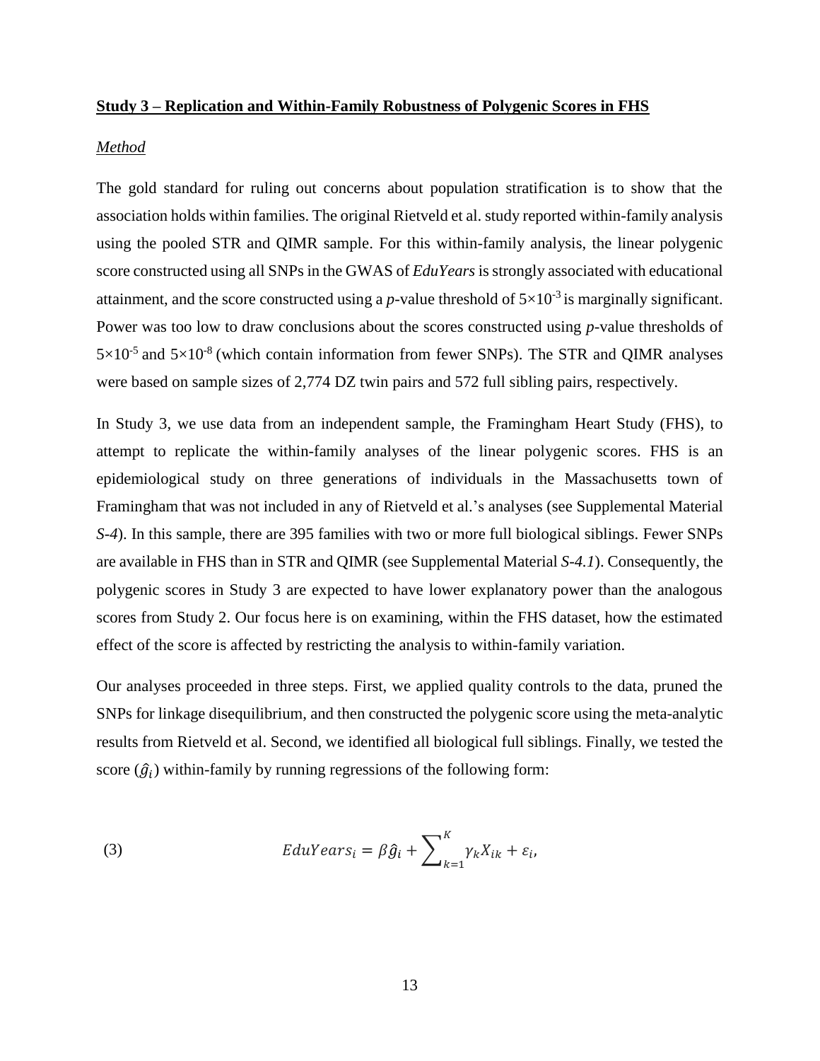**Study 3 – Replication and Within-Family Robustness of Polygenic Scores in FHS**

*Method*

The gold standard for ruling out concerns about population stratification is to show that the association holds within families. The original Rietveld et al. study reported within-family analysis using the pooled STR and QIMR sample. For this within-family analysis, the linear polygenic score constructed using all SNPs in the GWAS of *EduYears* is strongly associated with educational attainment, and the score constructed using a *p*-value threshold of $5 \times 10^{-3}$ is marginally significant. Power was too low to draw conclusions about the scores constructed using *p*-value thresholds of $5 \times 10^{-5}$ and $5 \times 10^{-8}$ (which contain information from fewer SNPs). The STR and QIMR analyses were based on sample sizes of 2,774 DZ twin pairs and 572 full sibling pairs, respectively.

In Study 3, we use data from an independent sample, the Framingham Heart Study (FHS), to attempt to replicate the within-family analyses of the linear polygenic scores. FHS is an epidemiological study on three generations of individuals in the Massachusetts town of Framingham that was not included in any of Rietveld et al.'s analyses (see Supplemental Material *S-4*). In this sample, there are 395 families with two or more full biological siblings. Fewer SNPs are available in FHS than in STR and QIMR (see Supplemental Material *S-4.1*). Consequently, the polygenic scores in Study 3 are expected to have lower explanatory power than the analogous scores from Study 2. Our focus here is on examining, within the FHS dataset, how the estimated effect of the score is affected by restricting the analysis to within-family variation.

Our analyses proceeded in three steps. First, we applied quality controls to the data, pruned the SNPs for linkage disequilibrium, and then constructed the polygenic score using the meta-analytic results from Rietveld et al. Second, we identified all biological full siblings. Finally, we tested the score ($\hat{g}_i$) within-family by running regressions of the following form:

$$(3) \qquad EduYears_i = \beta \hat{g}_i + \sum_{k=1}^{K} \gamma_k X_{ik} + \varepsilon_i,$$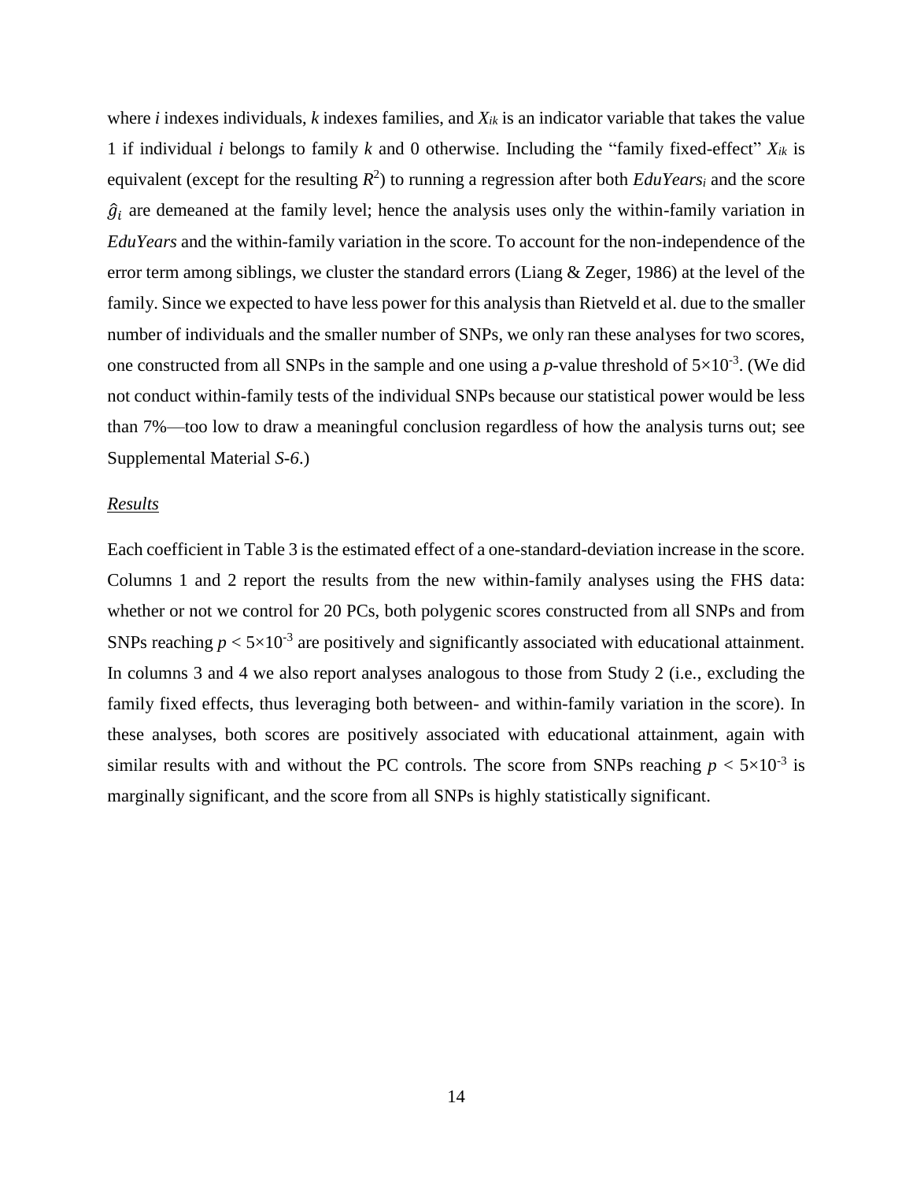where $i$ indexes individuals, $k$ indexes families, and $X_{ik}$ is an indicator variable that takes the value 1 if individual $i$ belongs to family $k$ and 0 otherwise. Including the "family fixed-effect" $X_{ik}$ is equivalent (except for the resulting $R^2$) to running a regression after both $EduYears_i$ and the score $\hat{g}_i$ are demeaned at the family level; hence the analysis uses only the within-family variation in *EduYears* and the within-family variation in the score. To account for the non-independence of the error term among siblings, we cluster the standard errors (Liang & Zeger, 1986) at the level of the family. Since we expected to have less power for this analysis than Rietveld et al. due to the smaller number of individuals and the smaller number of SNPs, we only ran these analyses for two scores, one constructed from all SNPs in the sample and one using a $p$-value threshold of $5{\times}10^{-3}$. (We did not conduct within-family tests of the individual SNPs because our statistical power would be less than 7%—too low to draw a meaningful conclusion regardless of how the analysis turns out; see Supplemental Material *S-6*.)

*Results*

Each coefficient in Table 3 is the estimated effect of a one-standard-deviation increase in the score. Columns 1 and 2 report the results from the new within-family analyses using the FHS data: whether or not we control for 20 PCs, both polygenic scores constructed from all SNPs and from SNPs reaching $p < 5{\times}10^{-3}$ are positively and significantly associated with educational attainment. In columns 3 and 4 we also report analyses analogous to those from Study 2 (i.e., excluding the family fixed effects, thus leveraging both between- and within-family variation in the score). In these analyses, both scores are positively associated with educational attainment, again with similar results with and without the PC controls. The score from SNPs reaching $p < 5{\times}10^{-3}$ is marginally significant, and the score from all SNPs is highly statistically significant.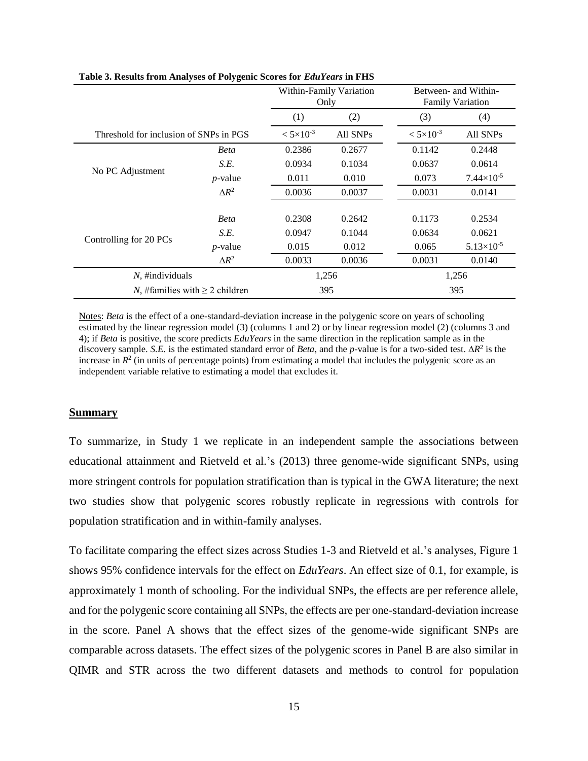**Table 3. Results from Analyses of Polygenic Scores for *EduYears* in FHS**

| | | Within-Family Variation Only | | Between- and Within-Family Variation | |
|---|---|---|---|---|---|
| | | (1) | (2) | (3) | (4) |
| Threshold for inclusion of SNPs in PGS | | $< 5\times10^{-3}$ | All SNPs | $< 5\times10^{-3}$ | All SNPs |
| No PC Adjustment | *Beta* | 0.2386 | 0.2677 | 0.1142 | 0.2448 |
| | *S.E.* | 0.0934 | 0.1034 | 0.0637 | 0.0614 |
| | *p*-value | 0.011 | 0.010 | 0.073 | $7.44\times10^{-5}$ |
| | $\Delta R^2$ | 0.0036 | 0.0037 | 0.0031 | 0.0141 |
| Controlling for 20 PCs | *Beta* | 0.2308 | 0.2642 | 0.1173 | 0.2534 |
| | *S.E.* | 0.0947 | 0.1044 | 0.0634 | 0.0621 |
| | *p*-value | 0.015 | 0.012 | 0.065 | $5.13\times10^{-5}$ |
| | $\Delta R^2$ | 0.0033 | 0.0036 | 0.0031 | 0.0140 |
| *N*, #individuals | | 1,256 | | 1,256 | |
| *N*, #families with ≥ 2 children | | 395 | | 395 | |

Notes: *Beta* is the effect of a one-standard-deviation increase in the polygenic score on years of schooling estimated by the linear regression model (3) (columns 1 and 2) or by linear regression model (2) (columns 3 and 4); if *Beta* is positive, the score predicts *EduYears* in the same direction in the replication sample as in the discovery sample. *S.E.* is the estimated standard error of *Beta*, and the *p*-value is for a two-sided test. $\Delta R^2$ is the increase in $R^2$ (in units of percentage points) from estimating a model that includes the polygenic score as an independent variable relative to estimating a model that excludes it.

## Summary

To summarize, in Study 1 we replicate in an independent sample the associations between educational attainment and Rietveld et al.'s (2013) three genome-wide significant SNPs, using more stringent controls for population stratification than is typical in the GWA literature; the next two studies show that polygenic scores robustly replicate in regressions with controls for population stratification and in within-family analyses.

To facilitate comparing the effect sizes across Studies 1-3 and Rietveld et al.'s analyses, Figure 1 shows 95% confidence intervals for the effect on *EduYears*. An effect size of 0.1, for example, is approximately 1 month of schooling. For the individual SNPs, the effects are per reference allele, and for the polygenic score containing all SNPs, the effects are per one-standard-deviation increase in the score. Panel A shows that the effect sizes of the genome-wide significant SNPs are comparable across datasets. The effect sizes of the polygenic scores in Panel B are also similar in QIMR and STR across the two different datasets and methods to control for population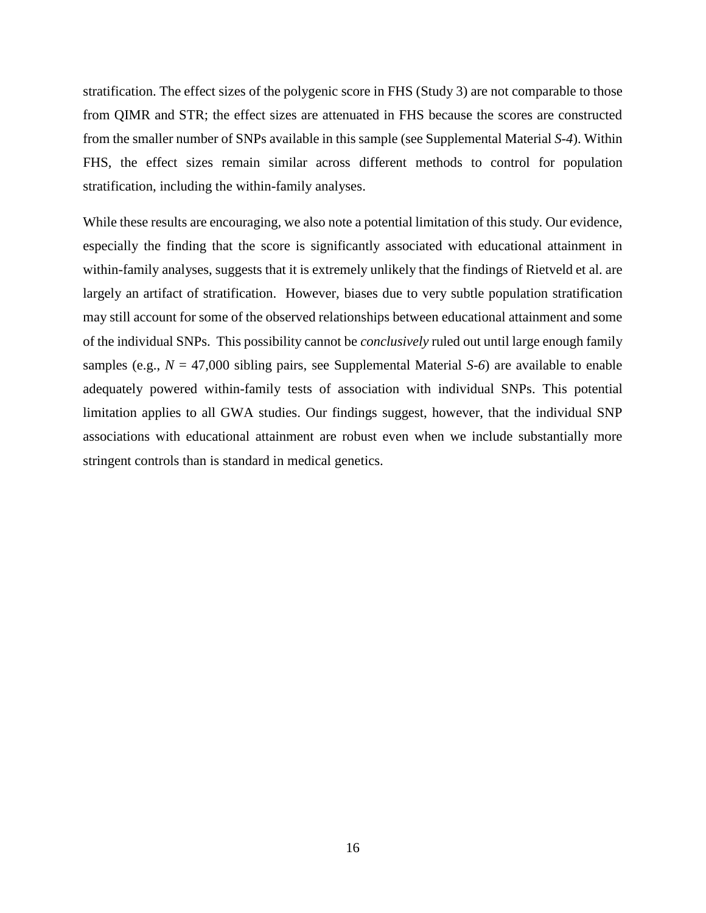stratification. The effect sizes of the polygenic score in FHS (Study 3) are not comparable to those from QIMR and STR; the effect sizes are attenuated in FHS because the scores are constructed from the smaller number of SNPs available in this sample (see Supplemental Material *S-4*). Within FHS, the effect sizes remain similar across different methods to control for population stratification, including the within-family analyses.

While these results are encouraging, we also note a potential limitation of this study. Our evidence, especially the finding that the score is significantly associated with educational attainment in within-family analyses, suggests that it is extremely unlikely that the findings of Rietveld et al. are largely an artifact of stratification. However, biases due to very subtle population stratification may still account for some of the observed relationships between educational attainment and some of the individual SNPs. This possibility cannot be *conclusively* ruled out until large enough family samples (e.g., $N$ = 47,000 sibling pairs, see Supplemental Material *S-6*) are available to enable adequately powered within-family tests of association with individual SNPs. This potential limitation applies to all GWA studies. Our findings suggest, however, that the individual SNP associations with educational attainment are robust even when we include substantially more stringent controls than is standard in medical genetics.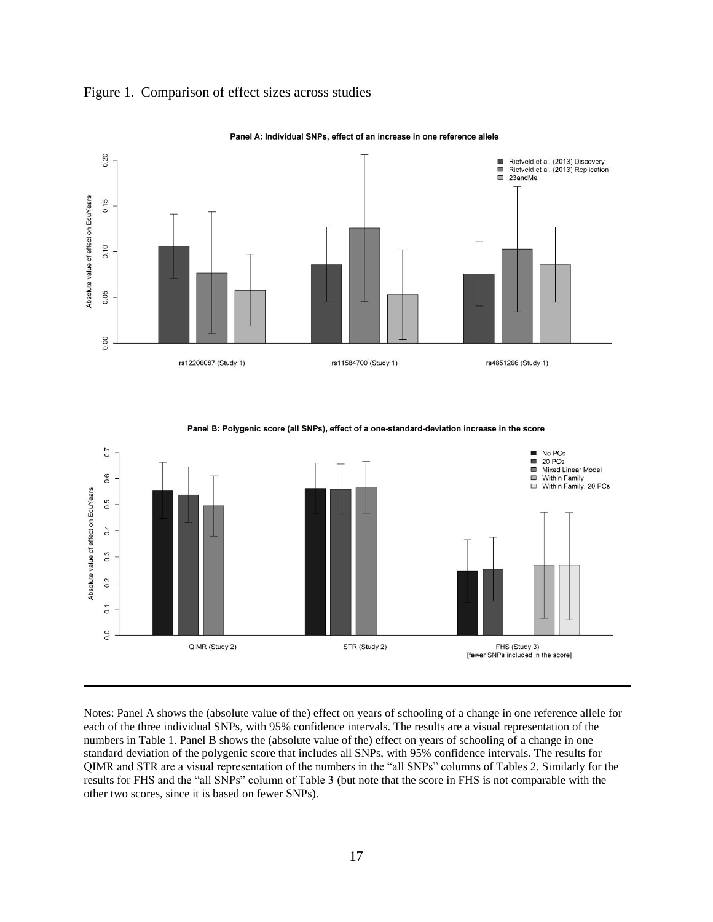Figure 1. Comparison of effect sizes across studies

Panel A: Individual SNPs, effect of an increase in one reference allele

Panel B: Polygenic score (all SNPs), effect of a one-standard-deviation increase in the score

Notes: Panel A shows the (absolute value of the) effect on years of schooling of a change in one reference allele for each of the three individual SNPs, with 95% confidence intervals. The results are a visual representation of the numbers in Table 1. Panel B shows the (absolute value of the) effect on years of schooling of a change in one standard deviation of the polygenic score that includes all SNPs, with 95% confidence intervals. The results for QIMR and STR are a visual representation of the numbers in the "all SNPs" columns of Tables 2. Similarly for the results for FHS and the "all SNPs" column of Table 3 (but note that the score in FHS is not comparable with the other two scores, since it is based on fewer SNPs).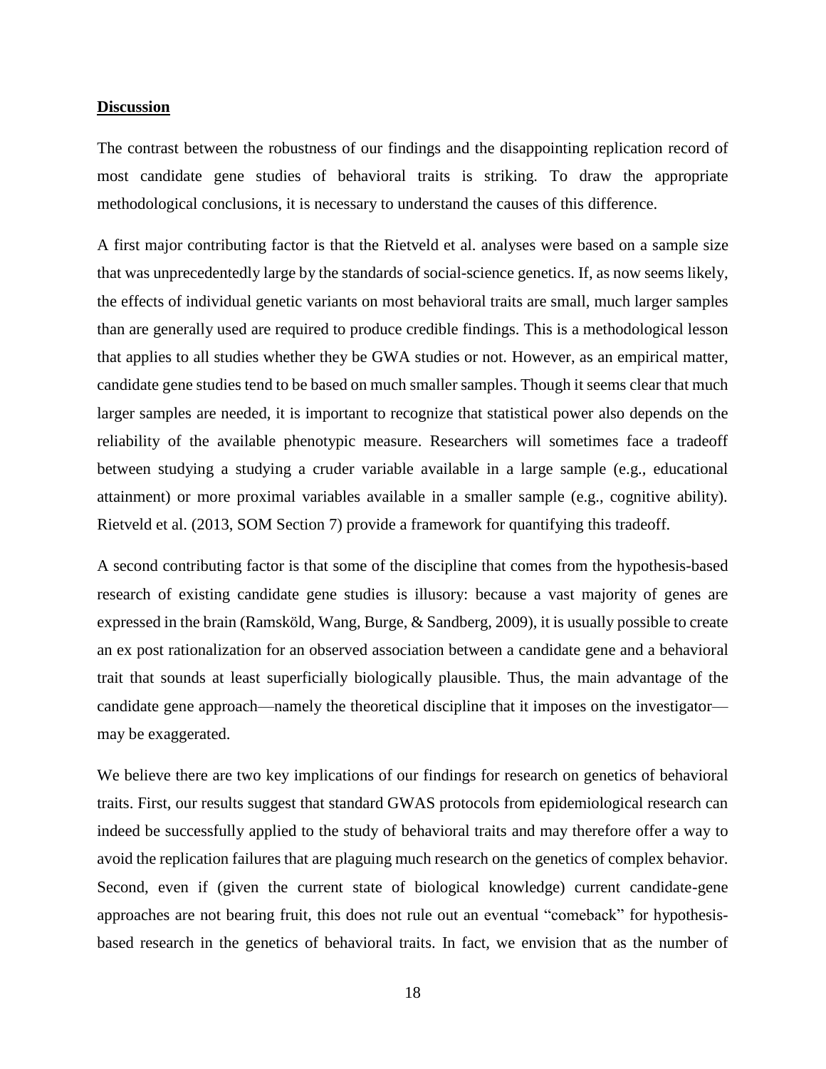## Discussion

The contrast between the robustness of our findings and the disappointing replication record of most candidate gene studies of behavioral traits is striking. To draw the appropriate methodological conclusions, it is necessary to understand the causes of this difference.

A first major contributing factor is that the Rietveld et al. analyses were based on a sample size that was unprecedentedly large by the standards of social-science genetics. If, as now seems likely, the effects of individual genetic variants on most behavioral traits are small, much larger samples than are generally used are required to produce credible findings. This is a methodological lesson that applies to all studies whether they be GWA studies or not. However, as an empirical matter, candidate gene studies tend to be based on much smaller samples. Though it seems clear that much larger samples are needed, it is important to recognize that statistical power also depends on the reliability of the available phenotypic measure. Researchers will sometimes face a tradeoff between studying a studying a cruder variable available in a large sample (e.g., educational attainment) or more proximal variables available in a smaller sample (e.g., cognitive ability). Rietveld et al. (2013, SOM Section 7) provide a framework for quantifying this tradeoff.

A second contributing factor is that some of the discipline that comes from the hypothesis-based research of existing candidate gene studies is illusory: because a vast majority of genes are expressed in the brain (Ramsköld, Wang, Burge, & Sandberg, 2009), it is usually possible to create an ex post rationalization for an observed association between a candidate gene and a behavioral trait that sounds at least superficially biologically plausible. Thus, the main advantage of the candidate gene approach—namely the theoretical discipline that it imposes on the investigator—may be exaggerated.

We believe there are two key implications of our findings for research on genetics of behavioral traits. First, our results suggest that standard GWAS protocols from epidemiological research can indeed be successfully applied to the study of behavioral traits and may therefore offer a way to avoid the replication failures that are plaguing much research on the genetics of complex behavior. Second, even if (given the current state of biological knowledge) current candidate-gene approaches are not bearing fruit, this does not rule out an eventual "comeback" for hypothesis-based research in the genetics of behavioral traits. In fact, we envision that as the number of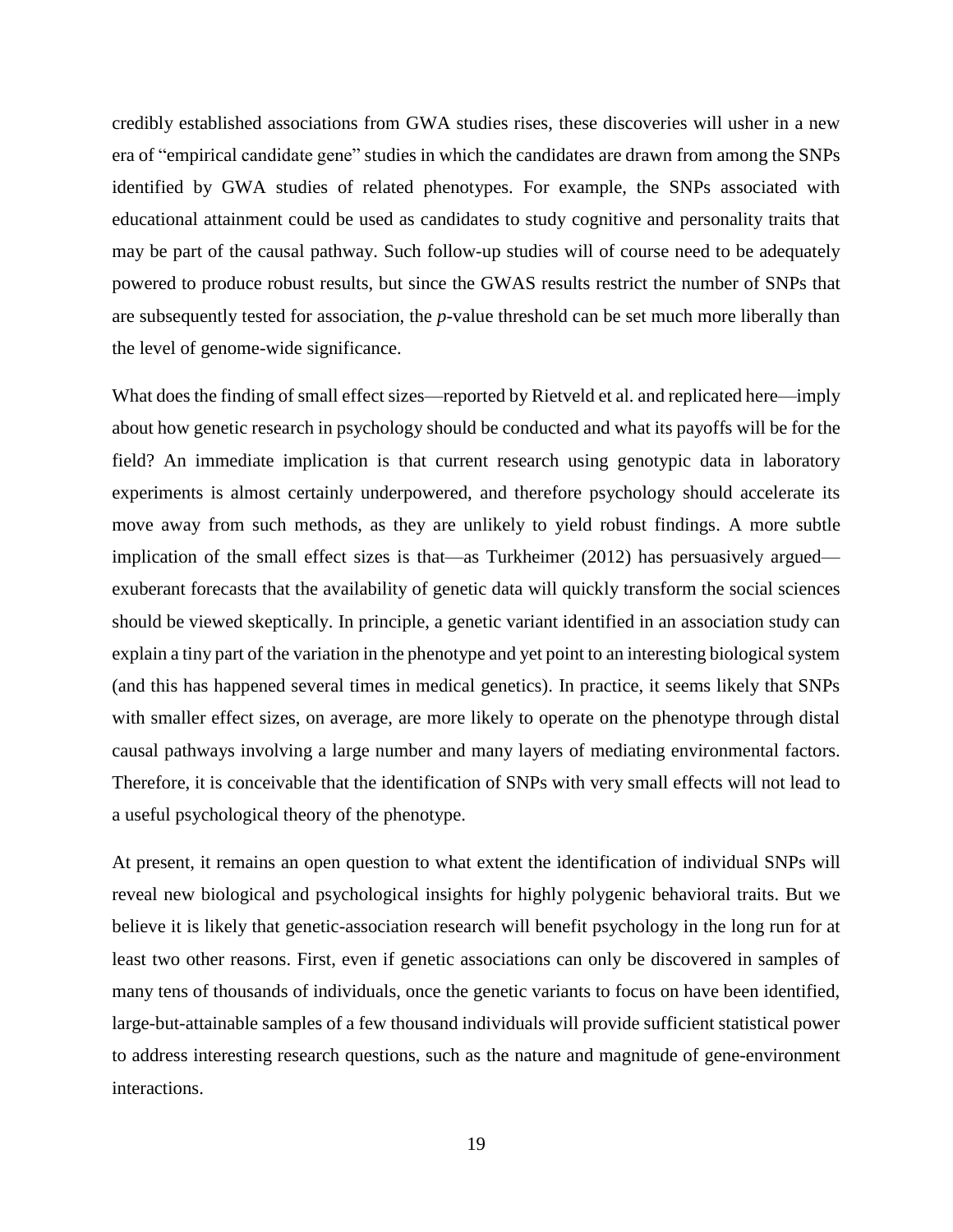credibly established associations from GWA studies rises, these discoveries will usher in a new era of "empirical candidate gene" studies in which the candidates are drawn from among the SNPs identified by GWA studies of related phenotypes. For example, the SNPs associated with educational attainment could be used as candidates to study cognitive and personality traits that may be part of the causal pathway. Such follow-up studies will of course need to be adequately powered to produce robust results, but since the GWAS results restrict the number of SNPs that are subsequently tested for association, the *p*-value threshold can be set much more liberally than the level of genome-wide significance.

What does the finding of small effect sizes—reported by Rietveld et al. and replicated here—imply about how genetic research in psychology should be conducted and what its payoffs will be for the field? An immediate implication is that current research using genotypic data in laboratory experiments is almost certainly underpowered, and therefore psychology should accelerate its move away from such methods, as they are unlikely to yield robust findings. A more subtle implication of the small effect sizes is that—as Turkheimer (2012) has persuasively argued—exuberant forecasts that the availability of genetic data will quickly transform the social sciences should be viewed skeptically. In principle, a genetic variant identified in an association study can explain a tiny part of the variation in the phenotype and yet point to an interesting biological system (and this has happened several times in medical genetics). In practice, it seems likely that SNPs with smaller effect sizes, on average, are more likely to operate on the phenotype through distal causal pathways involving a large number and many layers of mediating environmental factors. Therefore, it is conceivable that the identification of SNPs with very small effects will not lead to a useful psychological theory of the phenotype.

At present, it remains an open question to what extent the identification of individual SNPs will reveal new biological and psychological insights for highly polygenic behavioral traits. But we believe it is likely that genetic-association research will benefit psychology in the long run for at least two other reasons. First, even if genetic associations can only be discovered in samples of many tens of thousands of individuals, once the genetic variants to focus on have been identified, large-but-attainable samples of a few thousand individuals will provide sufficient statistical power to address interesting research questions, such as the nature and magnitude of gene-environment interactions.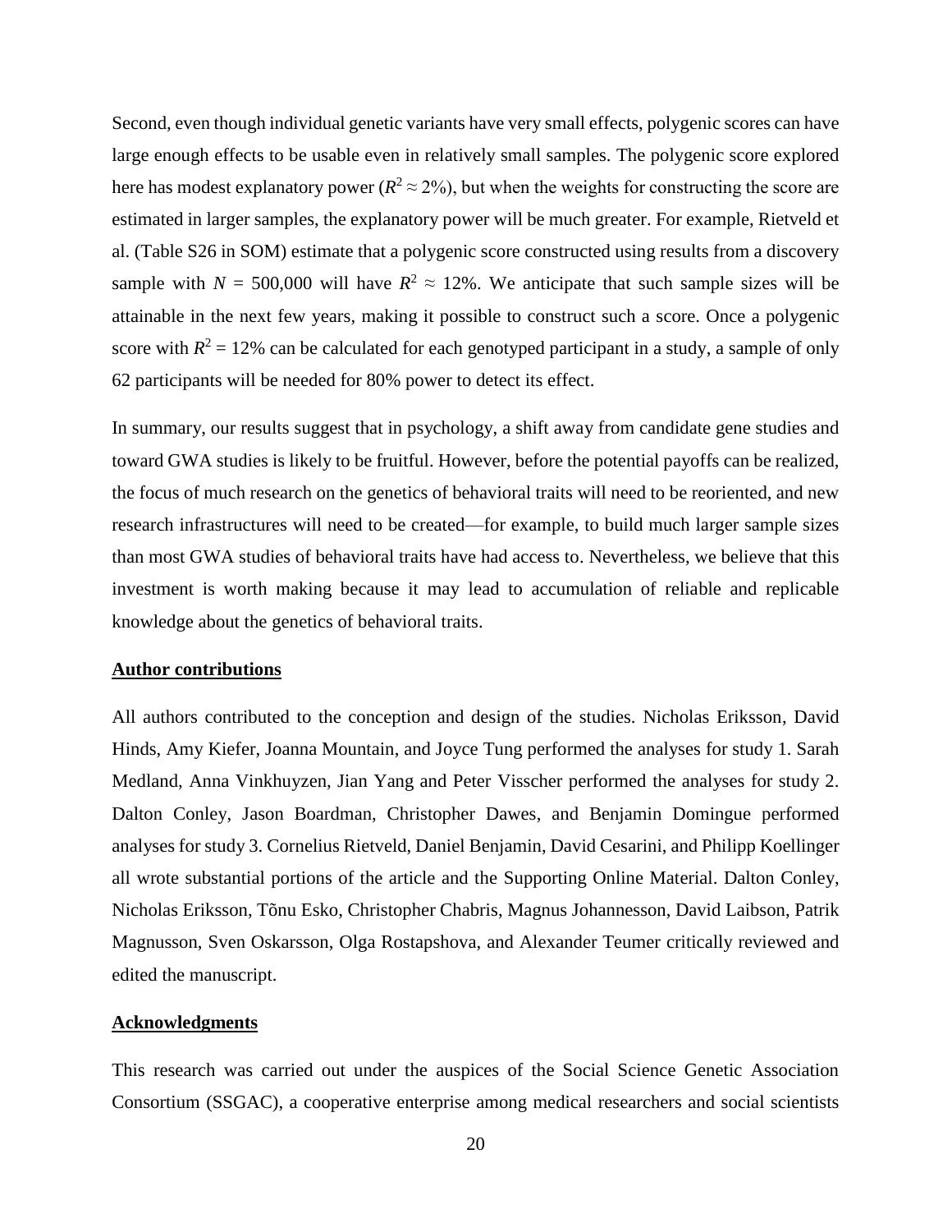Second, even though individual genetic variants have very small effects, polygenic scores can have large enough effects to be usable even in relatively small samples. The polygenic score explored here has modest explanatory power ($R^2 \approx 2\%$), but when the weights for constructing the score are estimated in larger samples, the explanatory power will be much greater. For example, Rietveld et al. (Table S26 in SOM) estimate that a polygenic score constructed using results from a discovery sample with $N$ = 500,000 will have $R^2 \approx 12\%$. We anticipate that such sample sizes will be attainable in the next few years, making it possible to construct such a score. Once a polygenic score with $R^2 = 12\%$ can be calculated for each genotyped participant in a study, a sample of only 62 participants will be needed for 80% power to detect its effect.

In summary, our results suggest that in psychology, a shift away from candidate gene studies and toward GWA studies is likely to be fruitful. However, before the potential payoffs can be realized, the focus of much research on the genetics of behavioral traits will need to be reoriented, and new research infrastructures will need to be created—for example, to build much larger sample sizes than most GWA studies of behavioral traits have had access to. Nevertheless, we believe that this investment is worth making because it may lead to accumulation of reliable and replicable knowledge about the genetics of behavioral traits.

## Author contributions

All authors contributed to the conception and design of the studies. Nicholas Eriksson, David Hinds, Amy Kiefer, Joanna Mountain, and Joyce Tung performed the analyses for study 1. Sarah Medland, Anna Vinkhuyzen, Jian Yang and Peter Visscher performed the analyses for study 2. Dalton Conley, Jason Boardman, Christopher Dawes, and Benjamin Domingue performed analyses for study 3. Cornelius Rietveld, Daniel Benjamin, David Cesarini, and Philipp Koellinger all wrote substantial portions of the article and the Supporting Online Material. Dalton Conley, Nicholas Eriksson, Tõnu Esko, Christopher Chabris, Magnus Johannesson, David Laibson, Patrik Magnusson, Sven Oskarsson, Olga Rostapshova, and Alexander Teumer critically reviewed and edited the manuscript.

## Acknowledgments

This research was carried out under the auspices of the Social Science Genetic Association Consortium (SSGAC), a cooperative enterprise among medical researchers and social scientists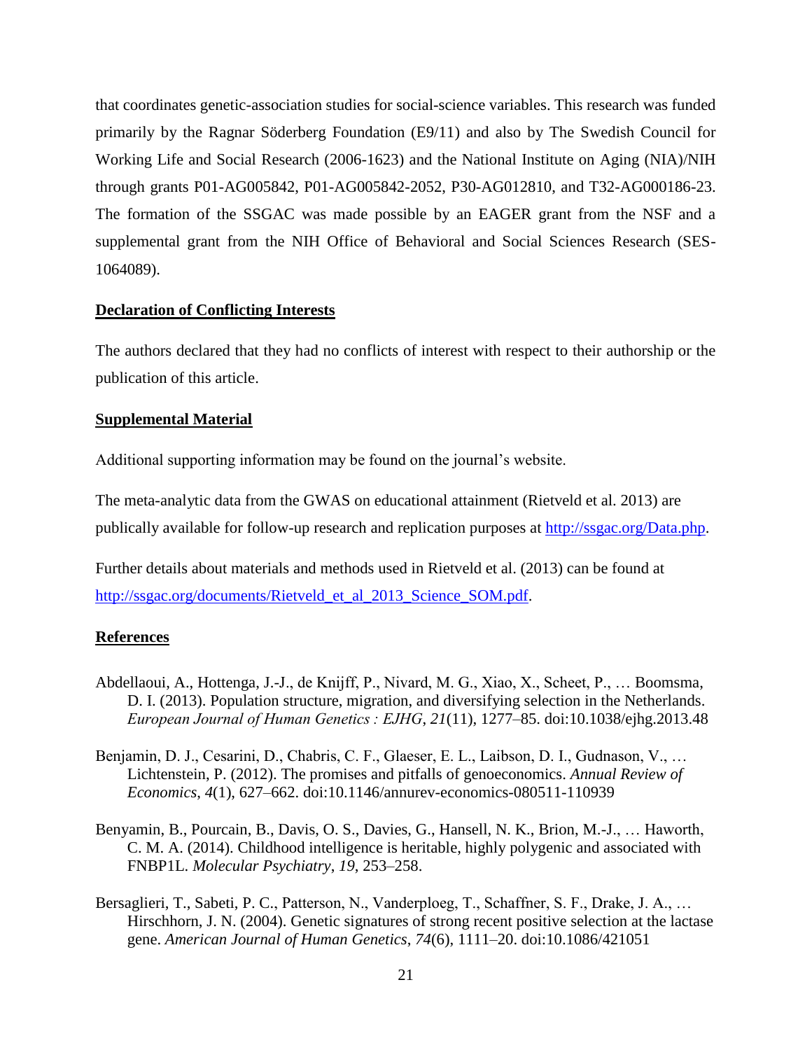that coordinates genetic-association studies for social-science variables. This research was funded primarily by the Ragnar Söderberg Foundation (E9/11) and also by The Swedish Council for Working Life and Social Research (2006-1623) and the National Institute on Aging (NIA)/NIH through grants P01-AG005842, P01-AG005842-2052, P30-AG012810, and T32-AG000186-23. The formation of the SSGAC was made possible by an EAGER grant from the NSF and a supplemental grant from the NIH Office of Behavioral and Social Sciences Research (SES-1064089).

## Declaration of Conflicting Interests

The authors declared that they had no conflicts of interest with respect to their authorship or the publication of this article.

## Supplemental Material

Additional supporting information may be found on the journal's website.

The meta-analytic data from the GWAS on educational attainment (Rietveld et al. 2013) are publically available for follow-up research and replication purposes at http://ssgac.org/Data.php.

Further details about materials and methods used in Rietveld et al. (2013) can be found at http://ssgac.org/documents/Rietveld_et_al_2013_Science_SOM.pdf.

## References

Abdellaoui, A., Hottenga, J.-J., de Knijff, P., Nivard, M. G., Xiao, X., Scheet, P., … Boomsma, D. I. (2013). Population structure, migration, and diversifying selection in the Netherlands. *European Journal of Human Genetics : EJHG*, *21*(11), 1277–85. doi:10.1038/ejhg.2013.48

Benjamin, D. J., Cesarini, D., Chabris, C. F., Glaeser, E. L., Laibson, D. I., Gudnason, V., … Lichtenstein, P. (2012). The promises and pitfalls of genoeconomics. *Annual Review of Economics*, *4*(1), 627–662. doi:10.1146/annurev-economics-080511-110939

Benyamin, B., Pourcain, B., Davis, O. S., Davies, G., Hansell, N. K., Brion, M.-J., … Haworth, C. M. A. (2014). Childhood intelligence is heritable, highly polygenic and associated with FNBP1L. *Molecular Psychiatry*, *19*, 253–258.

Bersaglieri, T., Sabeti, P. C., Patterson, N., Vanderploeg, T., Schaffner, S. F., Drake, J. A., … Hirschhorn, J. N. (2004). Genetic signatures of strong recent positive selection at the lactase gene. *American Journal of Human Genetics*, *74*(6), 1111–20. doi:10.1086/421051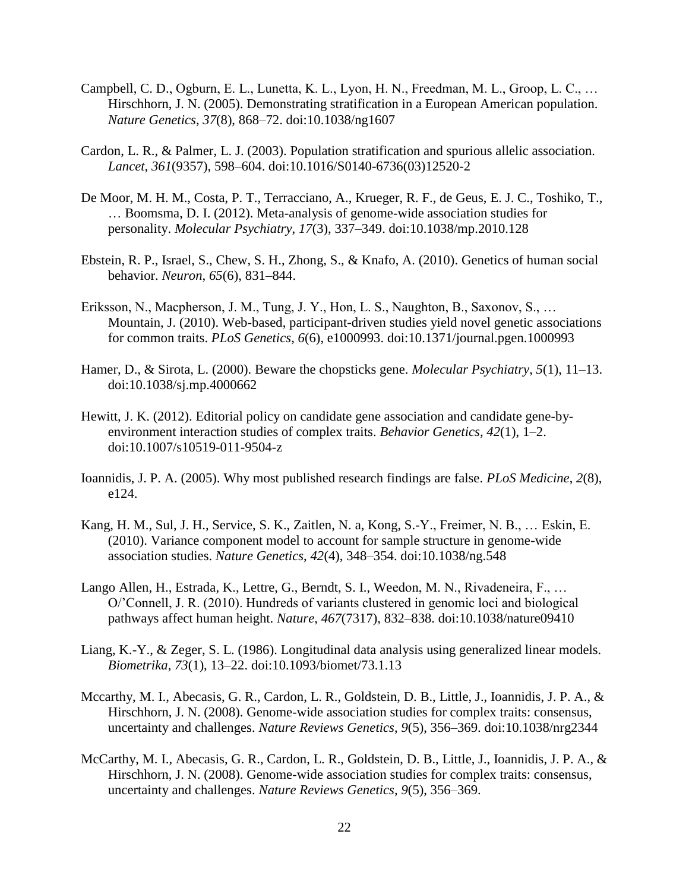Campbell, C. D., Ogburn, E. L., Lunetta, K. L., Lyon, H. N., Freedman, M. L., Groop, L. C., … Hirschhorn, J. N. (2005). Demonstrating stratification in a European American population. *Nature Genetics*, *37*(8), 868–72. doi:10.1038/ng1607

Cardon, L. R., & Palmer, L. J. (2003). Population stratification and spurious allelic association. *Lancet*, *361*(9357), 598–604. doi:10.1016/S0140-6736(03)12520-2

De Moor, M. H. M., Costa, P. T., Terracciano, A., Krueger, R. F., de Geus, E. J. C., Toshiko, T., … Boomsma, D. I. (2012). Meta-analysis of genome-wide association studies for personality. *Molecular Psychiatry*, *17*(3), 337–349. doi:10.1038/mp.2010.128

Ebstein, R. P., Israel, S., Chew, S. H., Zhong, S., & Knafo, A. (2010). Genetics of human social behavior. *Neuron*, *65*(6), 831–844.

Eriksson, N., Macpherson, J. M., Tung, J. Y., Hon, L. S., Naughton, B., Saxonov, S., … Mountain, J. (2010). Web-based, participant-driven studies yield novel genetic associations for common traits. *PLoS Genetics*, *6*(6), e1000993. doi:10.1371/journal.pgen.1000993

Hamer, D., & Sirota, L. (2000). Beware the chopsticks gene. *Molecular Psychiatry*, *5*(1), 11–13. doi:10.1038/sj.mp.4000662

Hewitt, J. K. (2012). Editorial policy on candidate gene association and candidate gene-by-environment interaction studies of complex traits. *Behavior Genetics*, *42*(1), 1–2. doi:10.1007/s10519-011-9504-z

Ioannidis, J. P. A. (2005). Why most published research findings are false. *PLoS Medicine*, *2*(8), e124.

Kang, H. M., Sul, J. H., Service, S. K., Zaitlen, N. a, Kong, S.-Y., Freimer, N. B., … Eskin, E. (2010). Variance component model to account for sample structure in genome-wide association studies. *Nature Genetics*, *42*(4), 348–354. doi:10.1038/ng.548

Lango Allen, H., Estrada, K., Lettre, G., Berndt, S. I., Weedon, M. N., Rivadeneira, F., … O/'Connell, J. R. (2010). Hundreds of variants clustered in genomic loci and biological pathways affect human height. *Nature*, *467*(7317), 832–838. doi:10.1038/nature09410

Liang, K.-Y., & Zeger, S. L. (1986). Longitudinal data analysis using generalized linear models. *Biometrika*, *73*(1), 13–22. doi:10.1093/biomet/73.1.13

Mccarthy, M. I., Abecasis, G. R., Cardon, L. R., Goldstein, D. B., Little, J., Ioannidis, J. P. A., & Hirschhorn, J. N. (2008). Genome-wide association studies for complex traits: consensus, uncertainty and challenges. *Nature Reviews Genetics*, *9*(5), 356–369. doi:10.1038/nrg2344

McCarthy, M. I., Abecasis, G. R., Cardon, L. R., Goldstein, D. B., Little, J., Ioannidis, J. P. A., & Hirschhorn, J. N. (2008). Genome-wide association studies for complex traits: consensus, uncertainty and challenges. *Nature Reviews Genetics*, *9*(5), 356–369.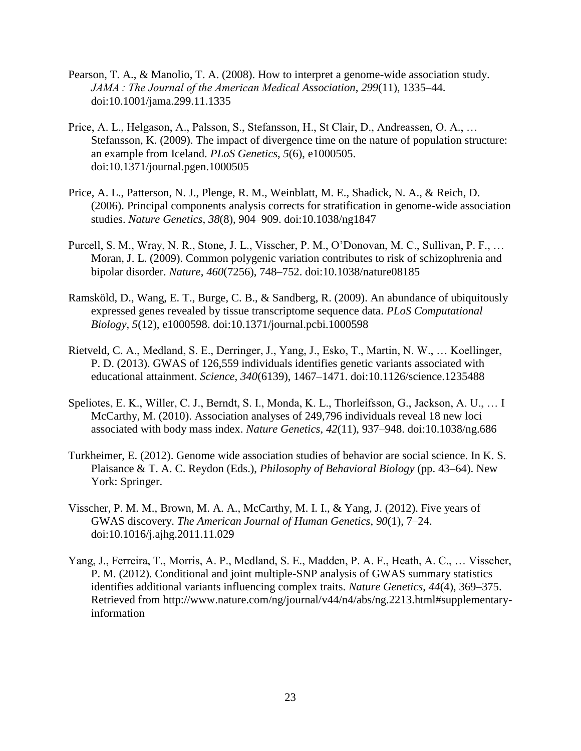Pearson, T. A., & Manolio, T. A. (2008). How to interpret a genome-wide association study. *JAMA : The Journal of the American Medical Association*, *299*(11), 1335–44. doi:10.1001/jama.299.11.1335

Price, A. L., Helgason, A., Palsson, S., Stefansson, H., St Clair, D., Andreassen, O. A., … Stefansson, K. (2009). The impact of divergence time on the nature of population structure: an example from Iceland. *PLoS Genetics*, *5*(6), e1000505. doi:10.1371/journal.pgen.1000505

Price, A. L., Patterson, N. J., Plenge, R. M., Weinblatt, M. E., Shadick, N. A., & Reich, D. (2006). Principal components analysis corrects for stratification in genome-wide association studies. *Nature Genetics*, *38*(8), 904–909. doi:10.1038/ng1847

Purcell, S. M., Wray, N. R., Stone, J. L., Visscher, P. M., O'Donovan, M. C., Sullivan, P. F., … Moran, J. L. (2009). Common polygenic variation contributes to risk of schizophrenia and bipolar disorder. *Nature*, *460*(7256), 748–752. doi:10.1038/nature08185

Ramsköld, D., Wang, E. T., Burge, C. B., & Sandberg, R. (2009). An abundance of ubiquitously expressed genes revealed by tissue transcriptome sequence data. *PLoS Computational Biology*, *5*(12), e1000598. doi:10.1371/journal.pcbi.1000598

Rietveld, C. A., Medland, S. E., Derringer, J., Yang, J., Esko, T., Martin, N. W., … Koellinger, P. D. (2013). GWAS of 126,559 individuals identifies genetic variants associated with educational attainment. *Science*, *340*(6139), 1467–1471. doi:10.1126/science.1235488

Speliotes, E. K., Willer, C. J., Berndt, S. I., Monda, K. L., Thorleifsson, G., Jackson, A. U., … I McCarthy, M. (2010). Association analyses of 249,796 individuals reveal 18 new loci associated with body mass index. *Nature Genetics*, *42*(11), 937–948. doi:10.1038/ng.686

Turkheimer, E. (2012). Genome wide association studies of behavior are social science. In K. S. Plaisance & T. A. C. Reydon (Eds.), *Philosophy of Behavioral Biology* (pp. 43–64). New York: Springer.

Visscher, P. M. M., Brown, M. A. A., McCarthy, M. I. I., & Yang, J. (2012). Five years of GWAS discovery. *The American Journal of Human Genetics*, *90*(1), 7–24. doi:10.1016/j.ajhg.2011.11.029

Yang, J., Ferreira, T., Morris, A. P., Medland, S. E., Madden, P. A. F., Heath, A. C., … Visscher, P. M. (2012). Conditional and joint multiple-SNP analysis of GWAS summary statistics identifies additional variants influencing complex traits. *Nature Genetics*, *44*(4), 369–375. Retrieved from http://www.nature.com/ng/journal/v44/n4/abs/ng.2213.html#supplementary-information